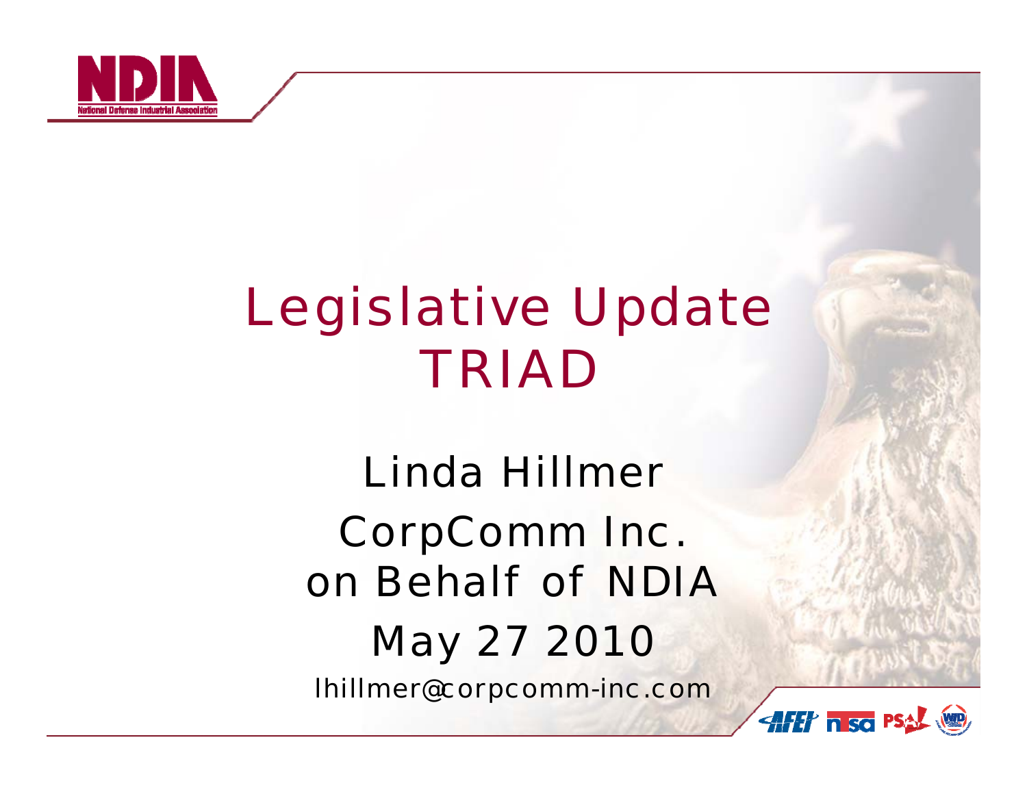# Legislative Update TRIAD

Linda Hillmer

CorpComm Inc.

on Behalf of NDIA

May 27 2010

lhillmer@corpcomm-inc.com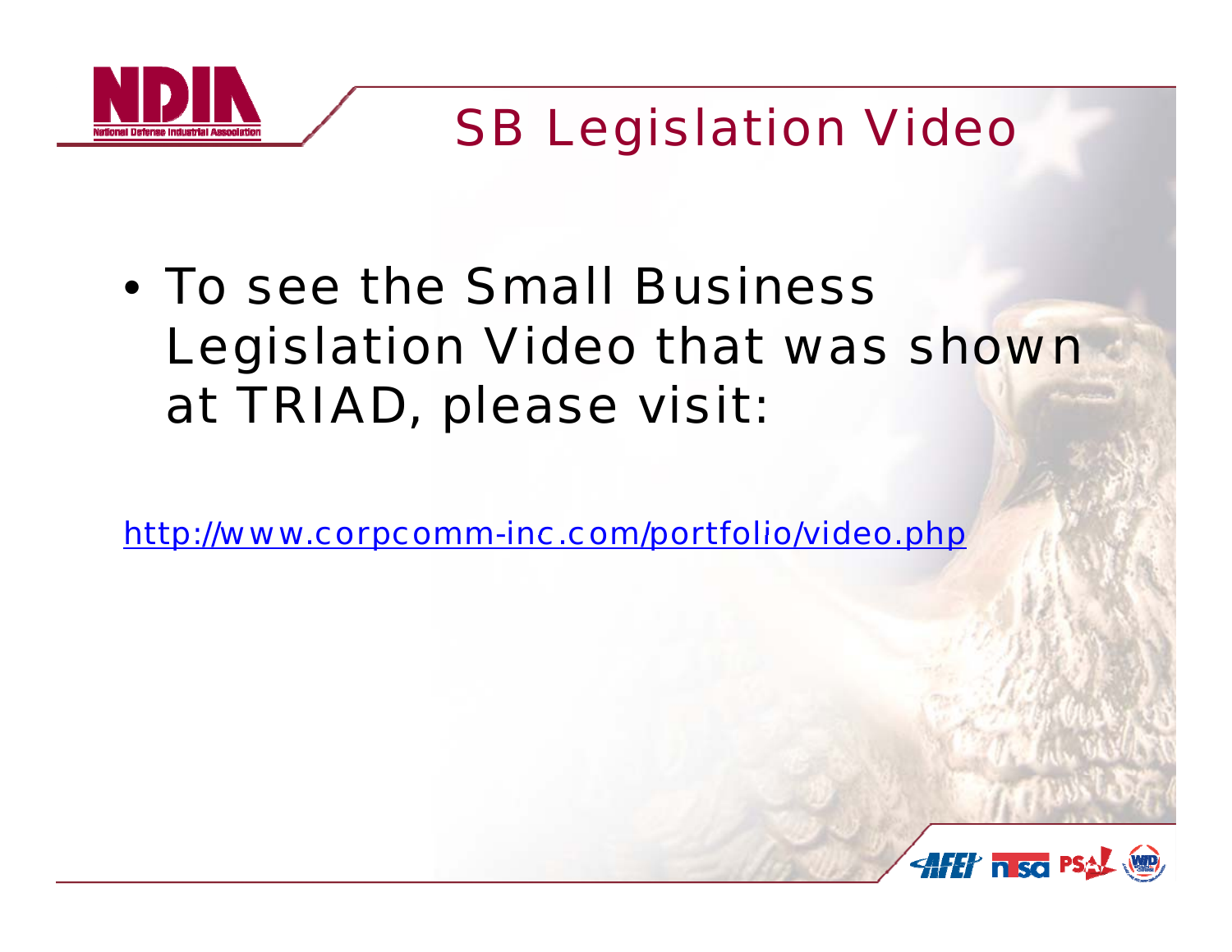# SB Legislation Video

- To see the Small Business Legislation Video that was shown at TRIAD, please visit:

http://www.corpcomm-inc.com/portfolio/video.php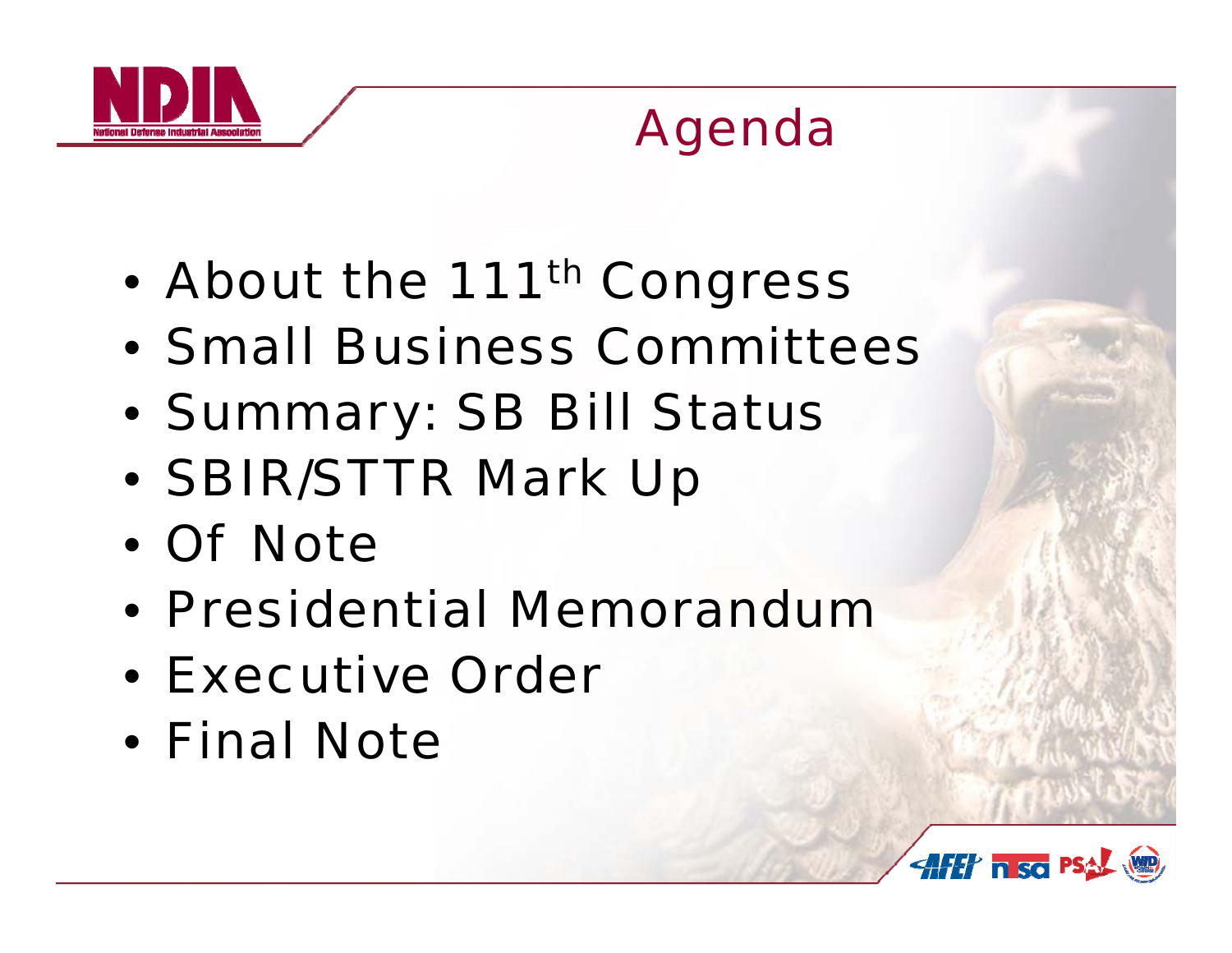# Agenda

- About the 111th Congress
- Small Business Committees
- Summary: SB Bill Status
- SBIR/STTR Mark Up
- Of Note
- Presidential Memorandum
- Executive Order
- Final Note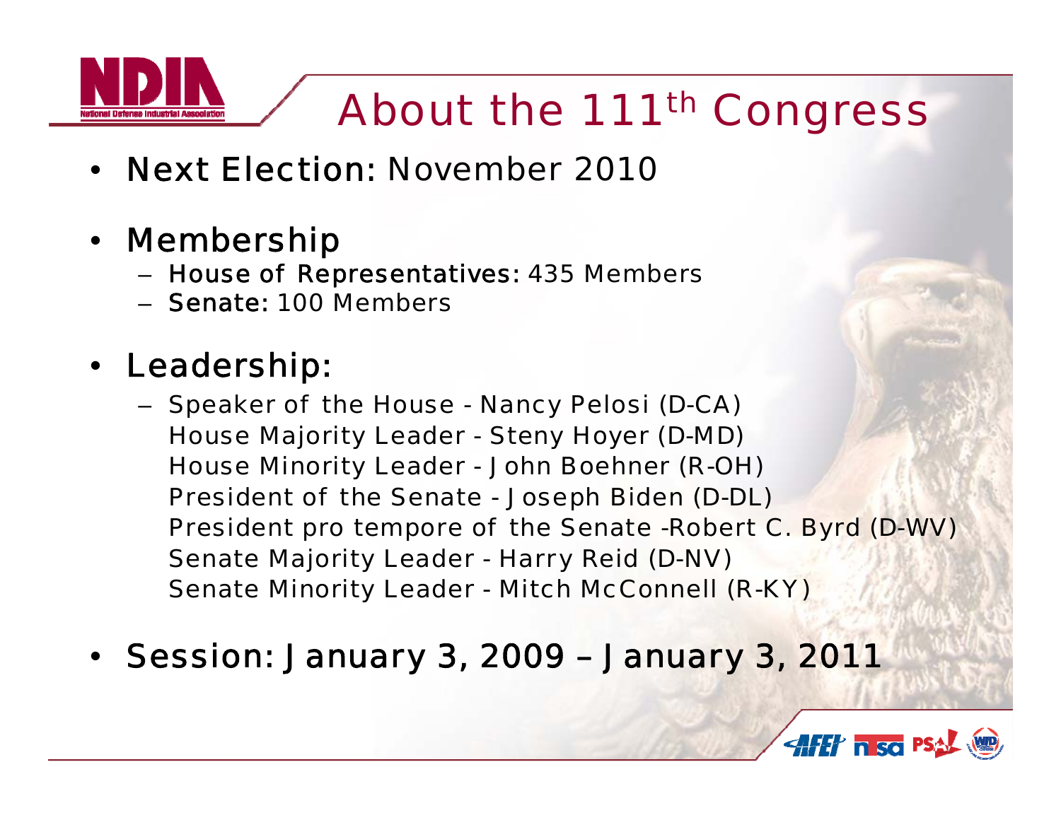# About the 111th Congress

- **Next Election:** November 2010
- **Membership**
  - **House of Representatives:** 435 Members
  - **Senate:** 100 Members
- **Leadership:**
  - Speaker of the House - Nancy Pelosi (D-CA)
    House Majority Leader - Steny Hoyer (D-MD)
    House Minority Leader - John Boehner (R-OH)
    President of the Senate - Joseph Biden (D-DL)
    President pro tempore of the Senate -Robert C. Byrd (D-WV)
    Senate Majority Leader - Harry Reid (D-NV)
    Senate Minority Leader - Mitch McConnell (R-KY)
- **Session:** January 3, 2009 – January 3, 2011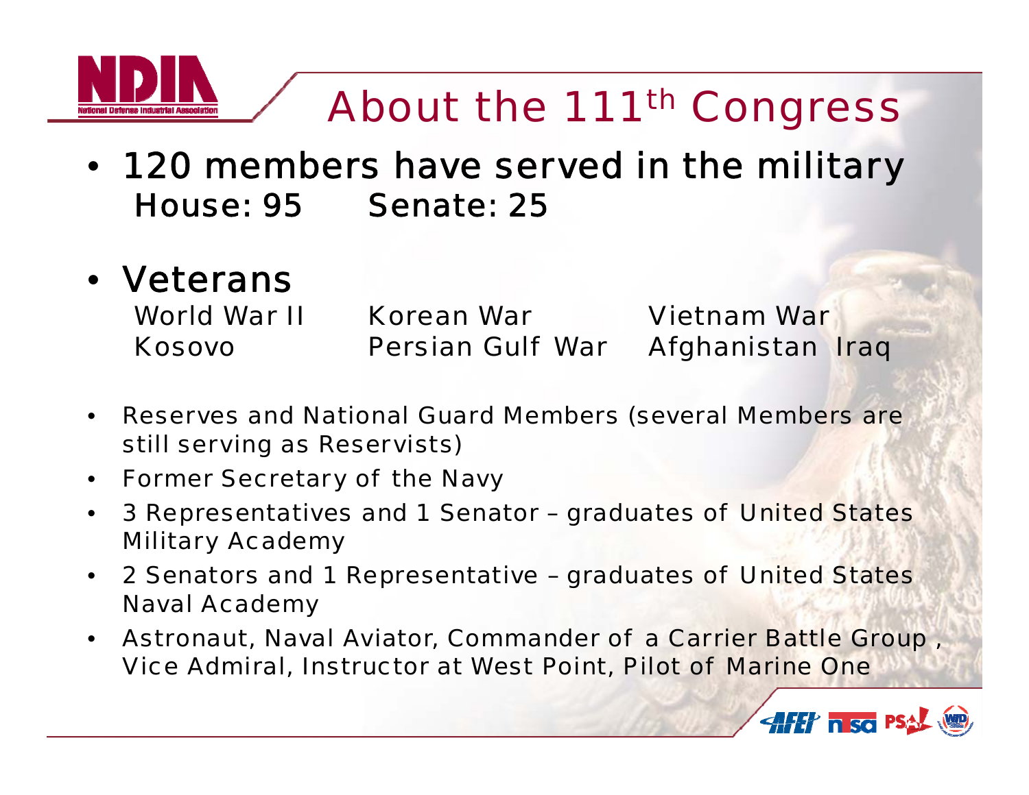# About the 111th Congress

- 120 members have served in the military
  House: 95 Senate: 25

- Veterans

| | | |
|---|---|---|
| World War II | Korean War | Vietnam War |
| Kosovo | Persian Gulf War | Afghanistan Iraq |

- Reserves and National Guard Members (several Members are still serving as Reservists)
- Former Secretary of the Navy
- 3 Representatives and 1 Senator – graduates of United States Military Academy
- 2 Senators and 1 Representative – graduates of United States Naval Academy
- Astronaut, Naval Aviator, Commander of a Carrier Battle Group , Vice Admiral, Instructor at West Point, Pilot of Marine One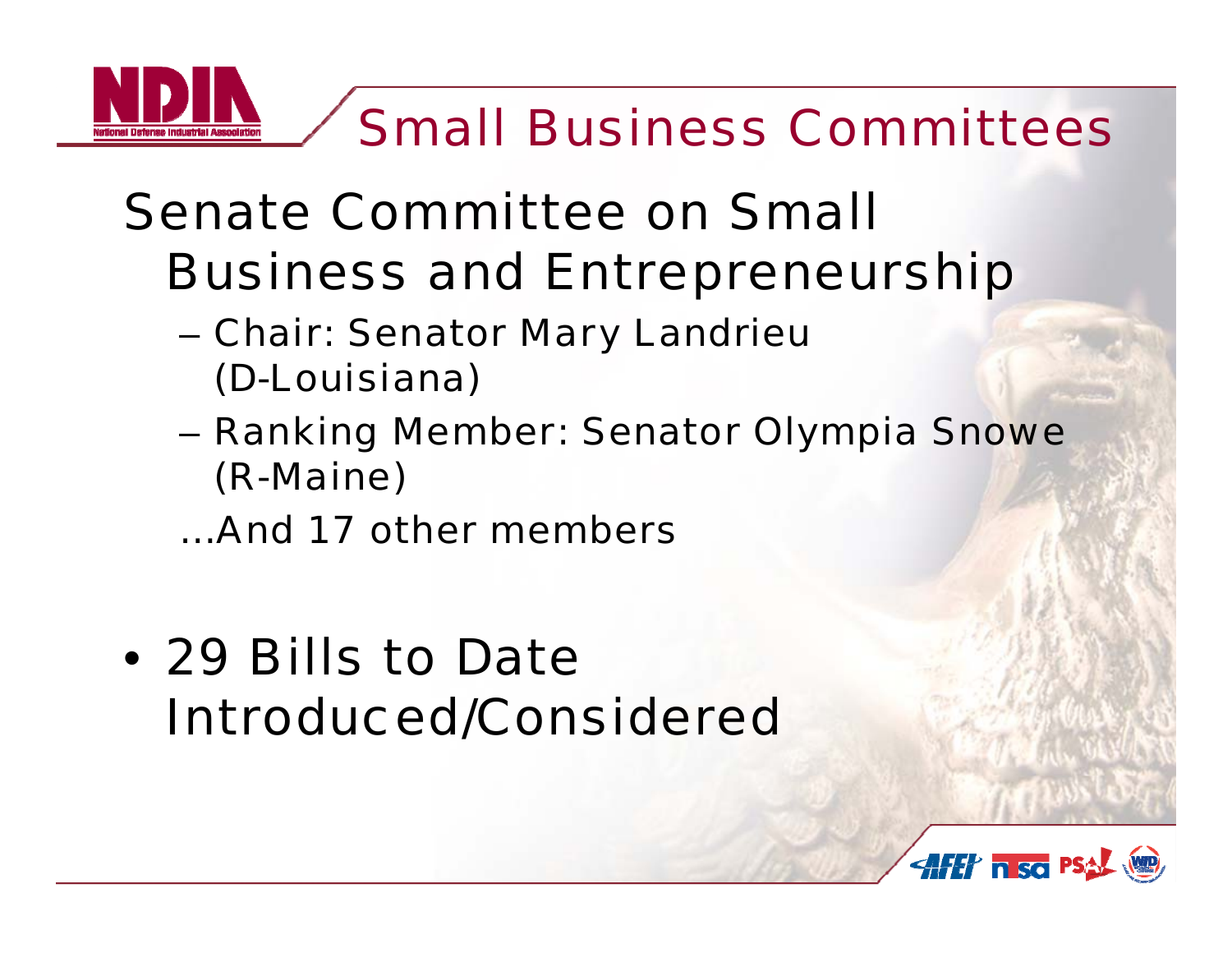# Small Business Committees

## Senate Committee on Small Business and Entrepreneurship

- Chair: Senator Mary Landrieu (D-Louisiana)
- Ranking Member: Senator Olympia Snowe (R-Maine)

…And 17 other members

- 29 Bills to Date Introduced/Considered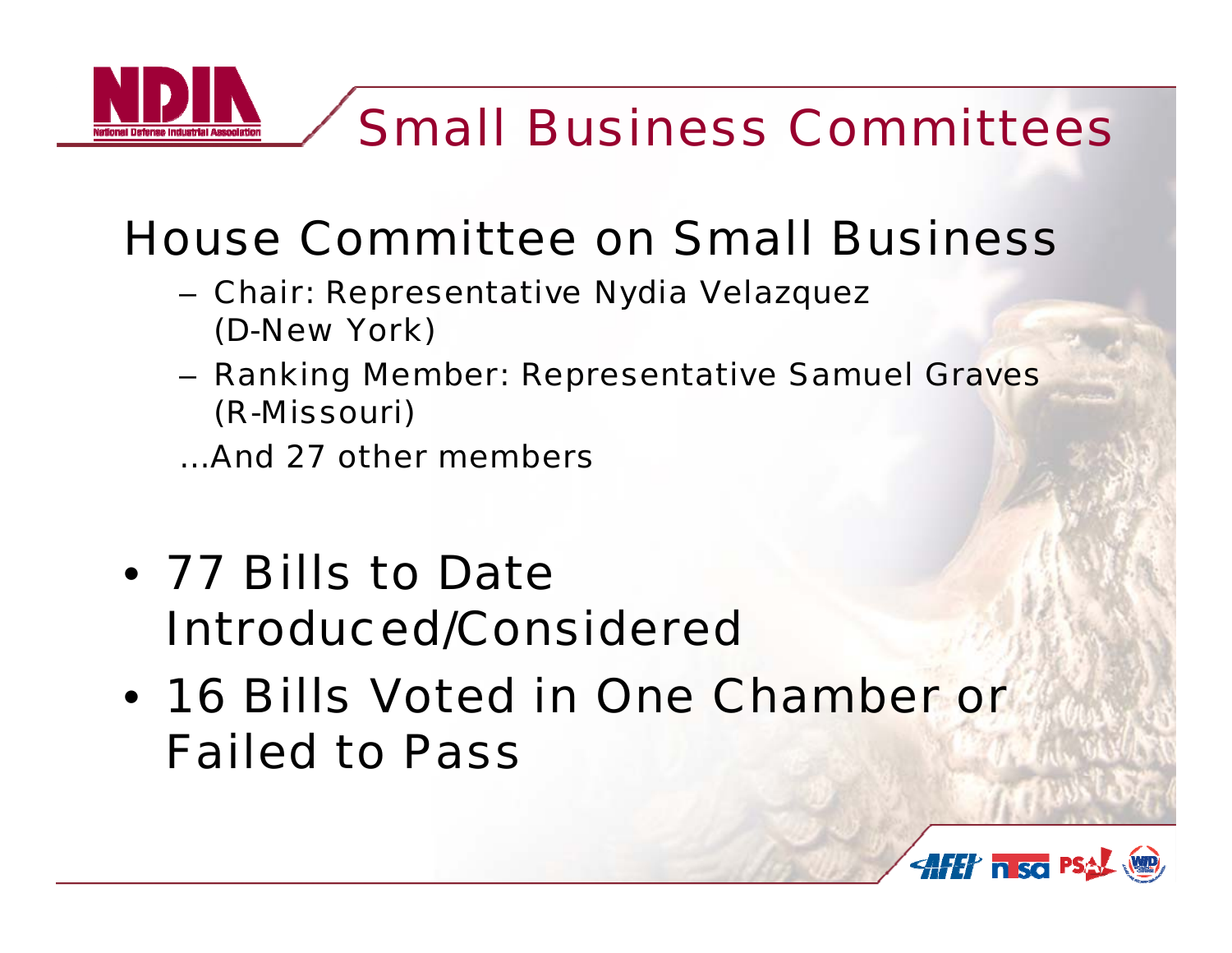# Small Business Committees

## House Committee on Small Business

- Chair: Representative Nydia Velazquez (D-New York)
- Ranking Member: Representative Samuel Graves (R-Missouri)

…And 27 other members

- 77 Bills to Date Introduced/Considered
- 16 Bills Voted in One Chamber or Failed to Pass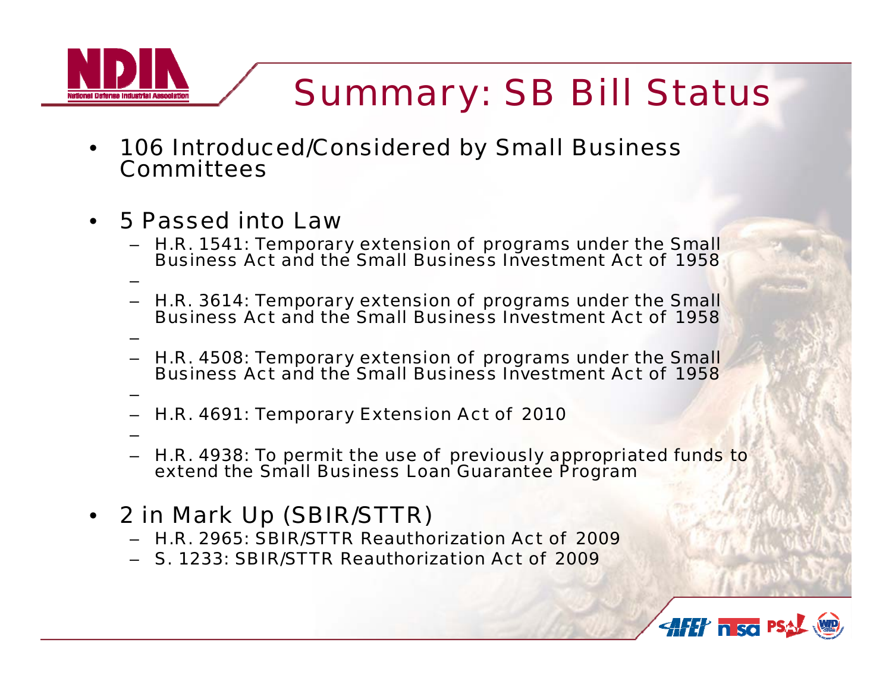# Summary: SB Bill Status

- 106 Introduced/Considered by Small Business Committees
- 5 Passed into Law
  - H.R. 1541: Temporary extension of programs under the Small Business Act and the Small Business Investment Act of 1958
  - H.R. 3614: Temporary extension of programs under the Small Business Act and the Small Business Investment Act of 1958
  - H.R. 4508: Temporary extension of programs under the Small Business Act and the Small Business Investment Act of 1958
  - H.R. 4691: Temporary Extension Act of 2010
  - H.R. 4938: To permit the use of previously appropriated funds to extend the Small Business Loan Guarantee Program
- 2 in Mark Up (SBIR/STTR)
  - H.R. 2965: SBIR/STTR Reauthorization Act of 2009
  - S. 1233: SBIR/STTR Reauthorization Act of 2009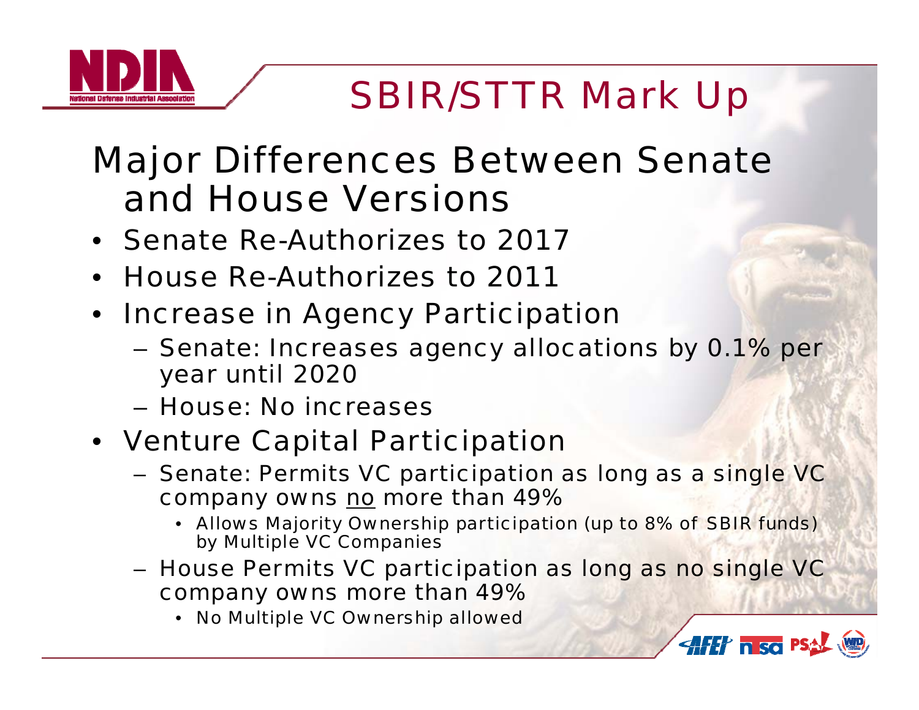# SBIR/STTR Mark Up

## Major Differences Between Senate and House Versions

- Senate Re-Authorizes to 2017
- House Re-Authorizes to 2011
- Increase in Agency Participation
  - Senate: Increases agency allocations by 0.1% per year until 2020
  - House: No increases
- Venture Capital Participation
  - Senate: Permits VC participation as long as a single VC company owns <u>no</u> more than 49%
    - Allows Majority Ownership participation (up to 8% of SBIR funds) by Multiple VC Companies
  - House Permits VC participation as long as no single VC company owns more than 49%
    - No Multiple VC Ownership allowed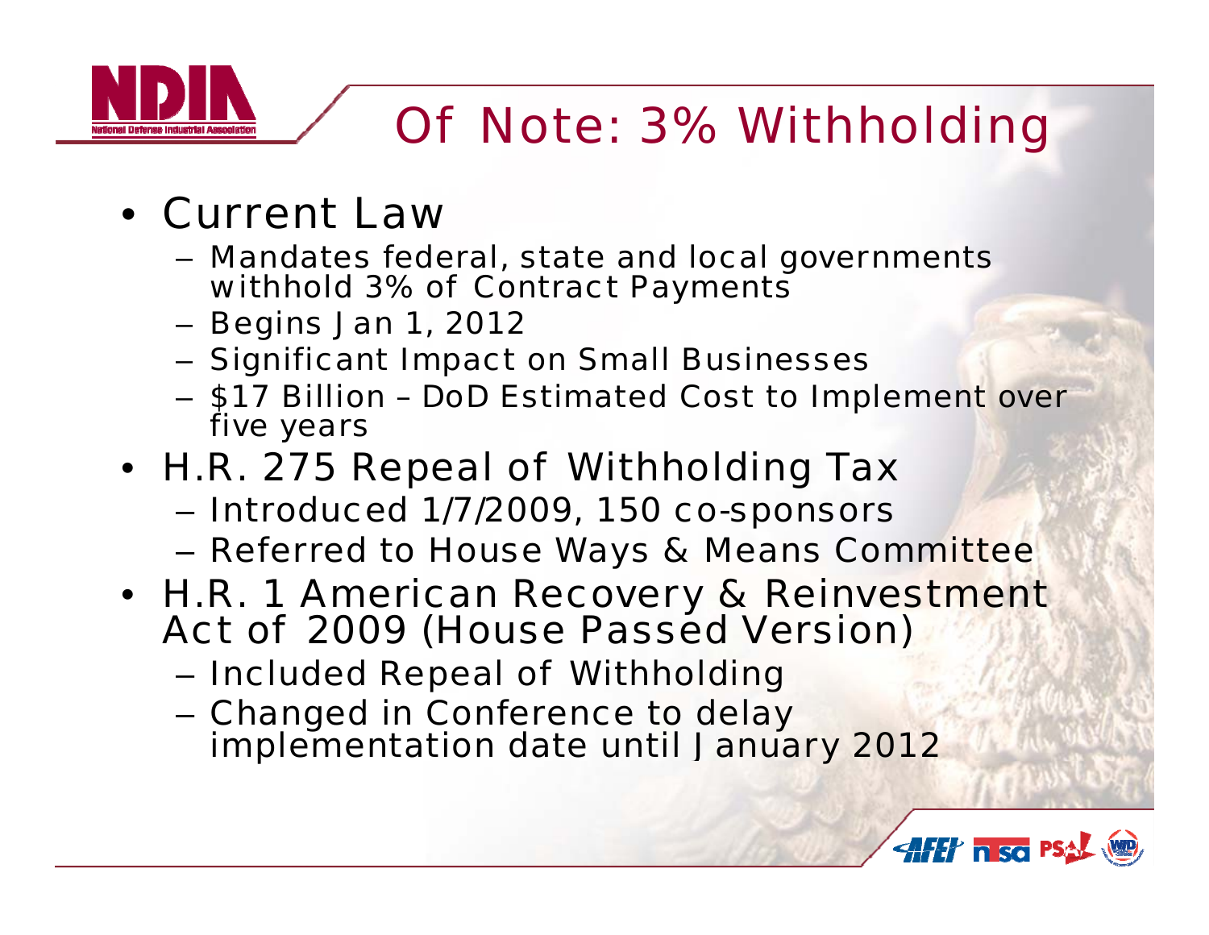# Of Note: 3% Withholding

- Current Law
  - Mandates federal, state and local governments withhold 3% of Contract Payments
  - Begins Jan 1, 2012
  - Significant Impact on Small Businesses
  - $17 Billion – DoD Estimated Cost to Implement over five years
- H.R. 275 Repeal of Withholding Tax
  - Introduced 1/7/2009, 150 co-sponsors
  - Referred to House Ways & Means Committee
- H.R. 1 American Recovery & Reinvestment Act of 2009 (House Passed Version)
  - Included Repeal of Withholding
  - Changed in Conference to delay implementation date until January 2012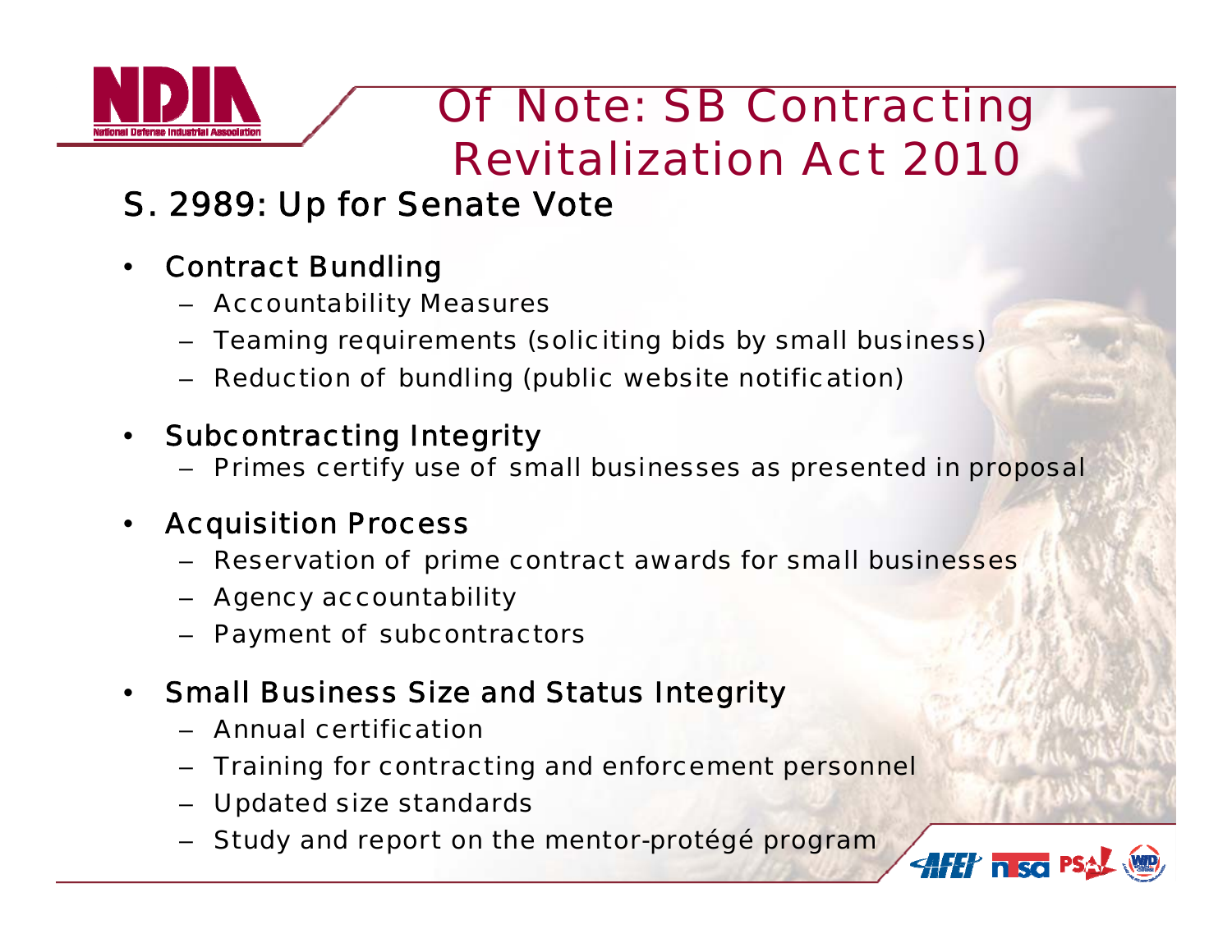# Of Note: SB Contracting Revitalization Act 2010

## S. 2989: Up for Senate Vote

- Contract Bundling
  - Accountability Measures
  - Teaming requirements (soliciting bids by small business)
  - Reduction of bundling (public website notification)
- Subcontracting Integrity
  - Primes certify use of small businesses as presented in proposal
- Acquisition Process
  - Reservation of prime contract awards for small businesses
  - Agency accountability
  - Payment of subcontractors
- Small Business Size and Status Integrity
  - Annual certification
  - Training for contracting and enforcement personnel
  - Updated size standards
  - Study and report on the mentor-protégé program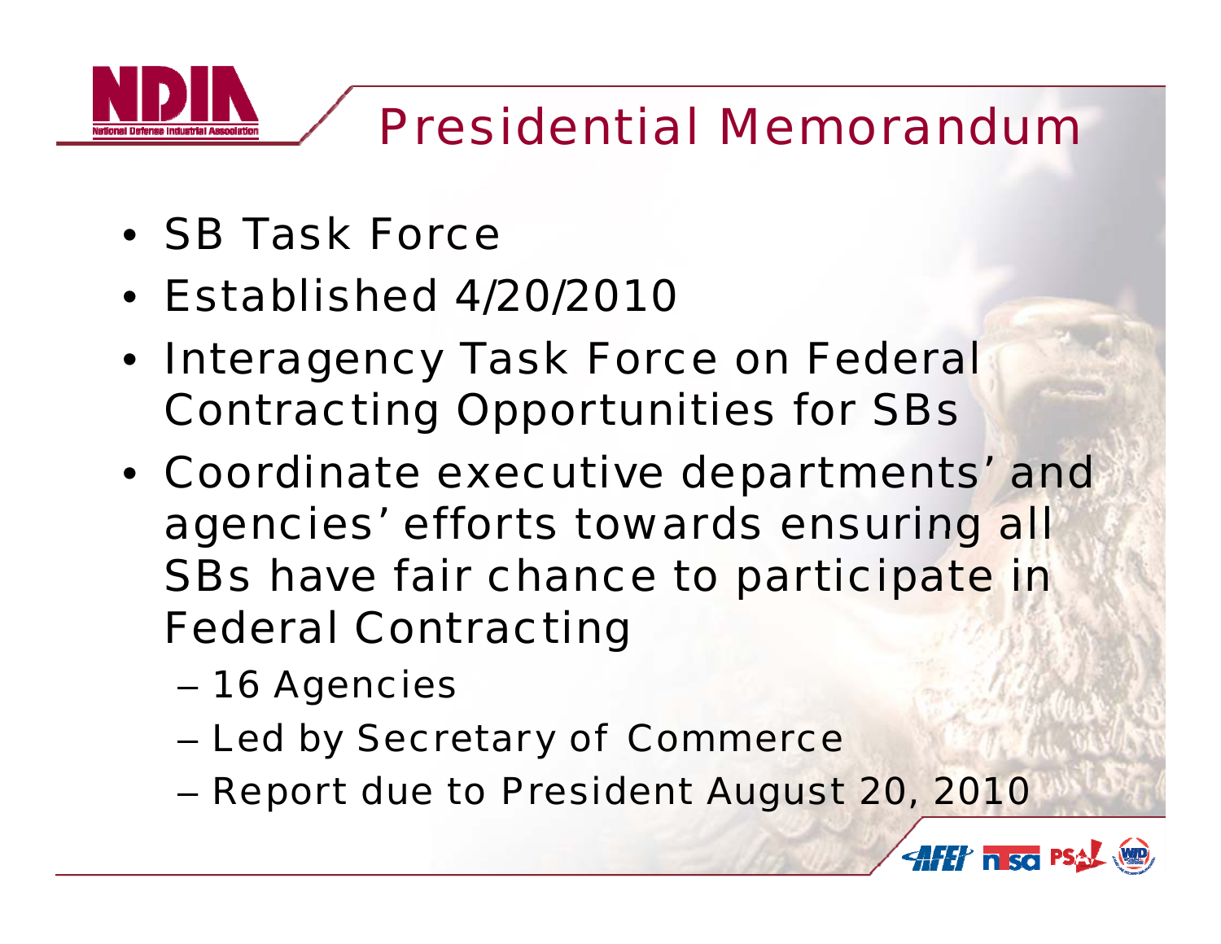# Presidential Memorandum

- SB Task Force
- Established 4/20/2010
- Interagency Task Force on Federal Contracting Opportunities for SBs
- Coordinate executive departments' and agencies' efforts towards ensuring all SBs have fair chance to participate in Federal Contracting
  - 16 Agencies
  - Led by Secretary of Commerce
  - Report due to President August 20, 2010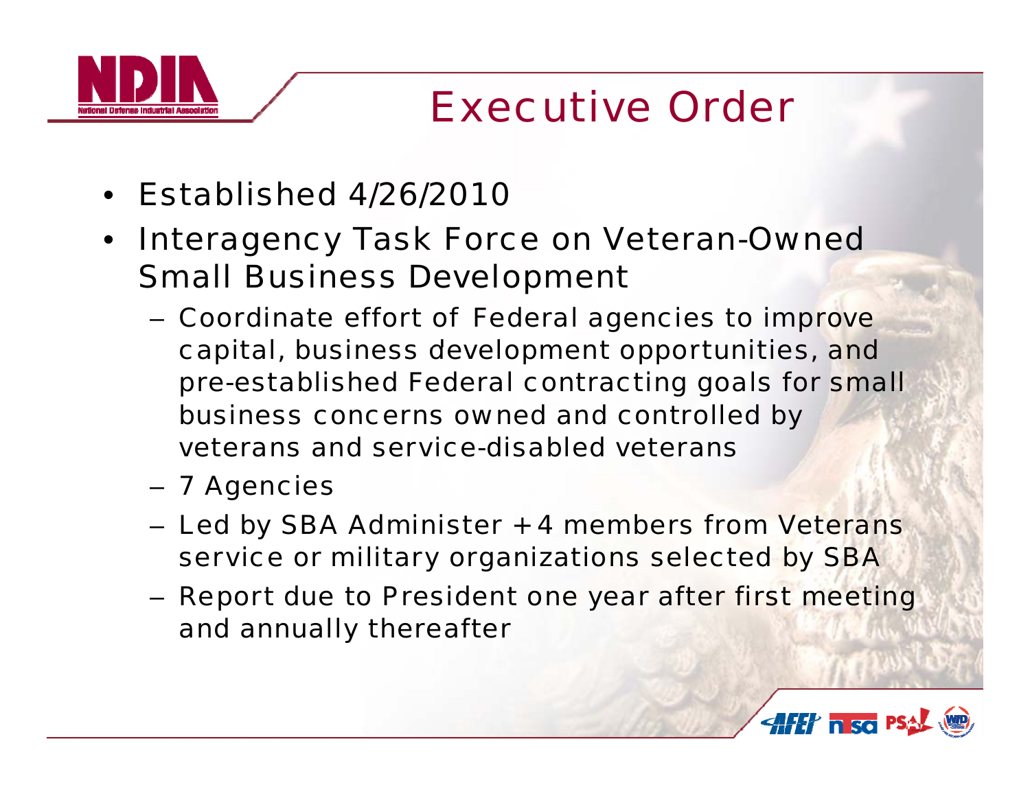# Executive Order

- Established 4/26/2010
- Interagency Task Force on Veteran-Owned Small Business Development
  - Coordinate effort of Federal agencies to improve capital, business development opportunities, and pre-established Federal contracting goals for small business concerns owned and controlled by veterans and service-disabled veterans
  - 7 Agencies
  - Led by SBA Administer + 4 members from Veterans service or military organizations selected by SBA
  - Report due to President one year after first meeting and annually thereafter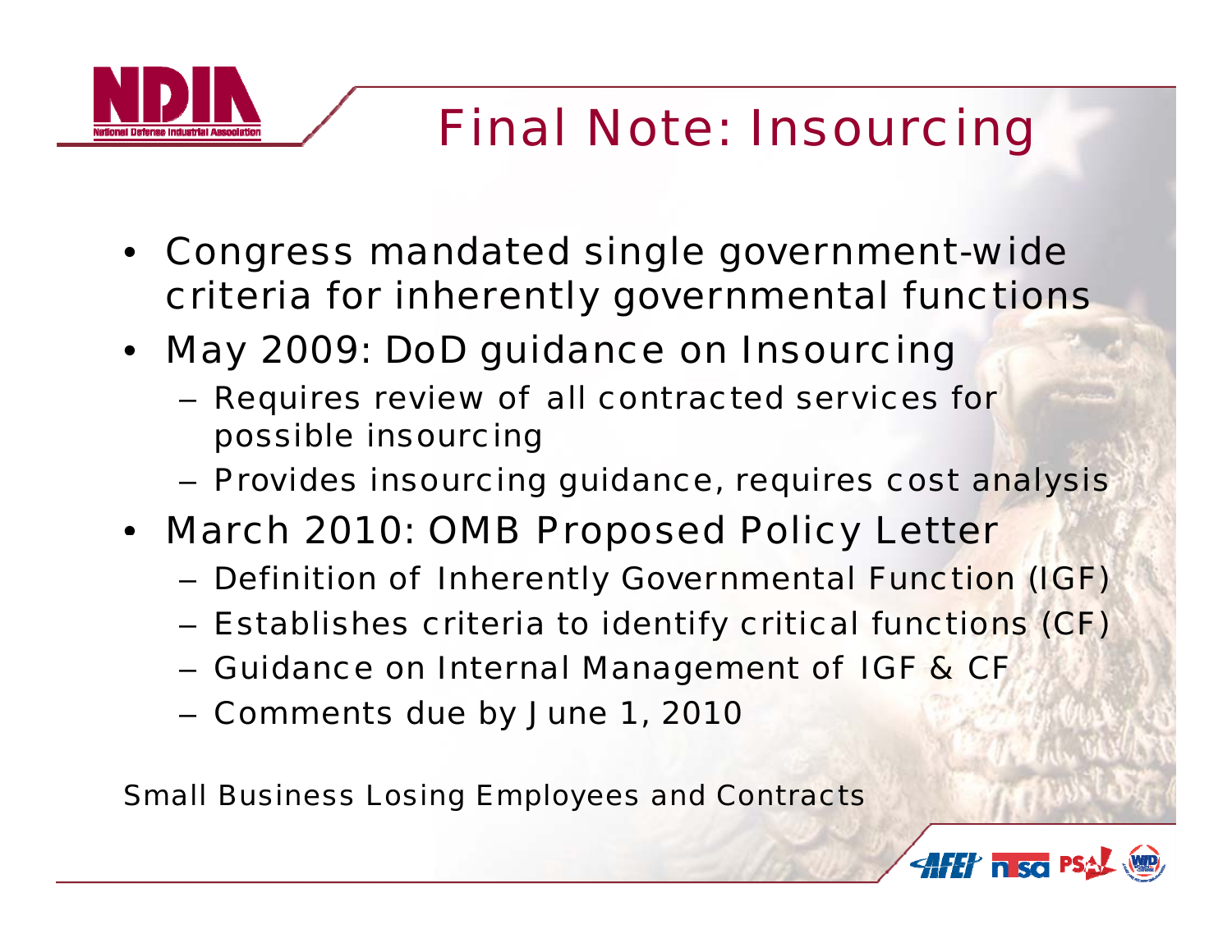# Final Note: Insourcing

- Congress mandated single government-wide criteria for inherently governmental functions
- May 2009: DoD guidance on Insourcing
  - Requires review of all contracted services for possible insourcing
  - Provides insourcing guidance, requires cost analysis
- March 2010: OMB Proposed Policy Letter
  - Definition of Inherently Governmental Function (IGF)
  - Establishes criteria to identify critical functions (CF)
  - Guidance on Internal Management of IGF & CF
  - Comments due by June 1, 2010

Small Business Losing Employees and Contracts